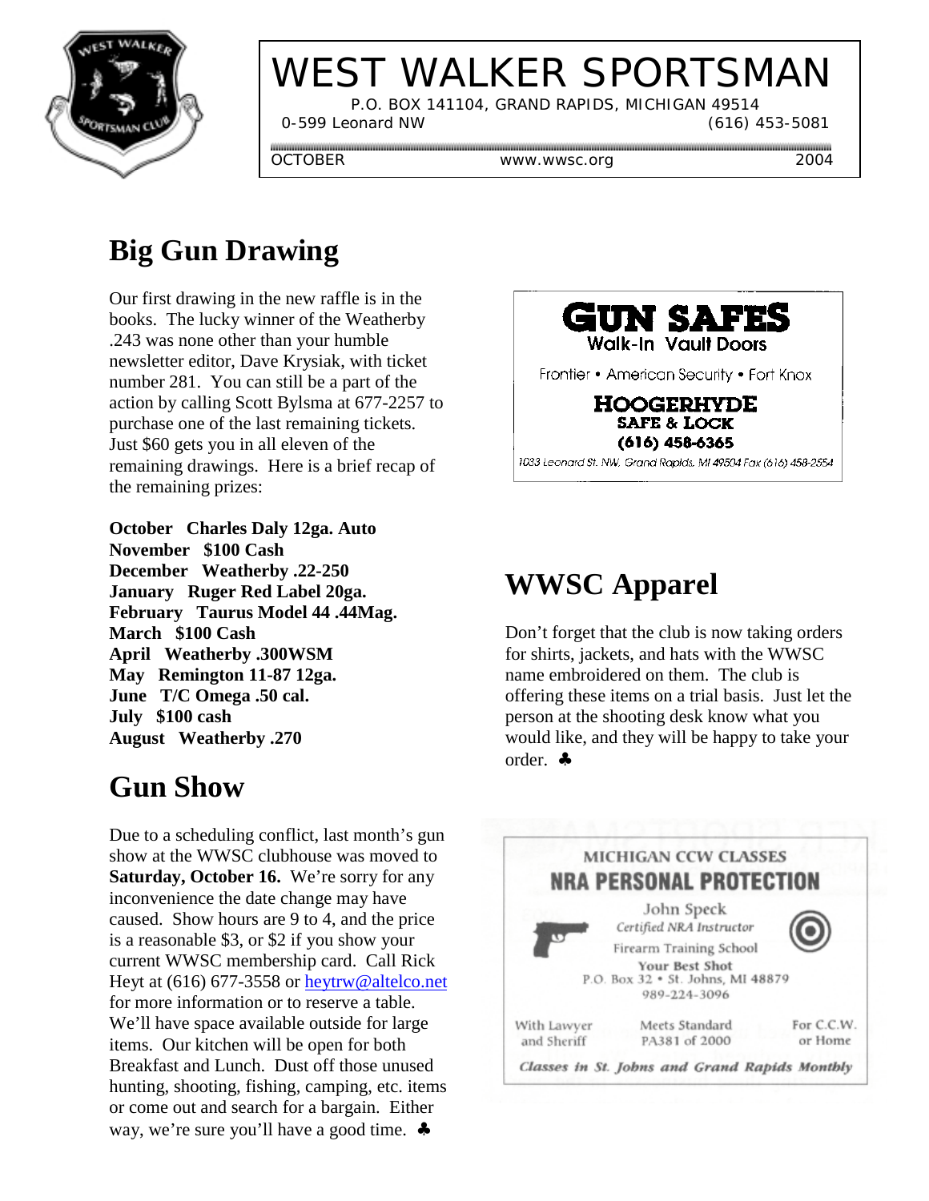# WEST WALKER SPORTSMAN

P.O. BOX 141104, GRAND RAPIDS, MICHIGAN 49514

0-599 Leonard NW (616) 453-5081

OCTOBER www.wwsc.org 2004

## Big Gun Drawing

Our first drawing in the new raffle is in the books. The lucky winner of the Weatherby .243 was none other than your humble newsletter editor, Dave Krysiak, with ticket number 281. You can still be a part of the action by calling Scott Bylsma at 677-2257 to purchase one of the last remaining tickets. Just $60 gets you in all eleven of the remaining drawings. Here is a brief recap of the remaining prizes:

**October Charles Daly 12ga. Auto**
**November $100 Cash**
**December Weatherby .22-250**
**January Ruger Red Label 20ga.**
**February Taurus Model 44 .44Mag.**
**March $100 Cash**
**April Weatherby .300WSM**
**May Remington 11-87 12ga.**
**June T/C Omega .50 cal.**
**July $100 cash**
**August Weatherby .270**

## Gun Show

Due to a scheduling conflict, last month's gun show at the WWSC clubhouse was moved to **Saturday, October 16.** We're sorry for any inconvenience the date change may have caused. Show hours are 9 to 4, and the price is a reasonable $3, or $2 if you show your current WWSC membership card. Call Rick Heyt at (616) 677-3558 or heytrw@altelco.net for more information or to reserve a table. We'll have space available outside for large items. Our kitchen will be open for both Breakfast and Lunch. Dust off those unused hunting, shooting, fishing, camping, etc. items or come out and search for a bargain. Either way, we're sure you'll have a good time. ♣

**GUN SAFES**
Walk-In Vault Doors
Frontier • American Security • Fort Knox
**HOOGERHYDE SAFE & LOCK**
**(616) 458-6365**
1033 Leonard St. NW, Grand Rapids, MI 49504 Fax (616) 458-2554

## WWSC Apparel

Don't forget that the club is now taking orders for shirts, jackets, and hats with the WWSC name embroidered on them. The club is offering these items on a trial basis. Just let the person at the shooting desk know what you would like, and they will be happy to take your order. ♣

MICHIGAN CCW CLASSES
**NRA PERSONAL PROTECTION**
John Speck
*Certified NRA Instructor*
Firearm Training School
**Your Best Shot**
P.O. Box 32 • St. Johns, MI 48879
989-224-3096

With Lawyer and Sheriff | Meets Standard PA381 of 2000 | For C.C.W. or Home

***Classes in St. Johns and Grand Rapids Monthly***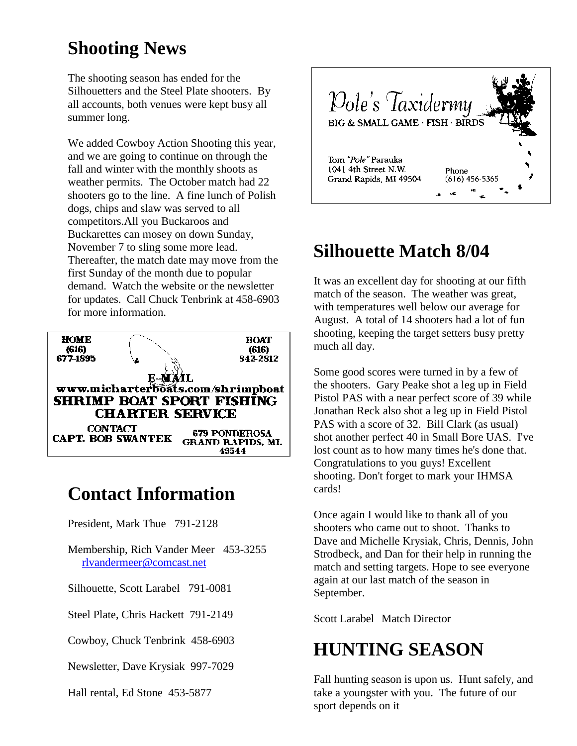## Shooting News

The shooting season has ended for the Silhouetters and the Steel Plate shooters. By all accounts, both venues were kept busy all summer long.

We added Cowboy Action Shooting this year, and we are going to continue on through the fall and winter with the monthly shoots as weather permits. The October match had 22 shooters go to the line. A fine lunch of Polish dogs, chips and slaw was served to all competitors.All you Buckaroos and Buckarettes can mosey on down Sunday, November 7 to sling some more lead. Thereafter, the match date may move from the first Sunday of the month due to popular demand. Watch the website or the newsletter for updates. Call Chuck Tenbrink at 458-6903 for more information.

HOME (616) 677-1895

BOAT (616) 842-2812

E-MAIL
www.micharterboats.com/shrimpboat
**SHRIMP BOAT SPORT FISHING CHARTER SERVICE**

CONTACT
CAPT. BOB SWANTEK

679 PONDEROSA
GRAND RAPIDS, MI. 49544

## Contact Information

President, Mark Thue 791-2128

Membership, Rich Vander Meer 453-3255
rlvandermeer@comcast.net

Silhouette, Scott Larabel 791-0081

Steel Plate, Chris Hackett 791-2149

Cowboy, Chuck Tenbrink 458-6903

Newsletter, Dave Krysiak 997-7029

Hall rental, Ed Stone 453-5877

*Pole's Taxidermy*
BIG & SMALL GAME · FISH · BIRDS

Tom *"Pole"* Parauka
1041 4th Street N.W.
Grand Rapids, MI 49504

Phone
(616) 456-5365

## Silhouette Match 8/04

It was an excellent day for shooting at our fifth match of the season. The weather was great, with temperatures well below our average for August. A total of 14 shooters had a lot of fun shooting, keeping the target setters busy pretty much all day.

Some good scores were turned in by a few of the shooters. Gary Peake shot a leg up in Field Pistol PAS with a near perfect score of 39 while Jonathan Reck also shot a leg up in Field Pistol PAS with a score of 32. Bill Clark (as usual) shot another perfect 40 in Small Bore UAS. I've lost count as to how many times he's done that. Congratulations to you guys! Excellent shooting. Don't forget to mark your IHMSA cards!

Once again I would like to thank all of you shooters who came out to shoot. Thanks to Dave and Michelle Krysiak, Chris, Dennis, John Strodbeck, and Dan for their help in running the match and setting targets. Hope to see everyone again at our last match of the season in September.

Scott Larabel Match Director

## HUNTING SEASON

Fall hunting season is upon us. Hunt safely, and take a youngster with you. The future of our sport depends on it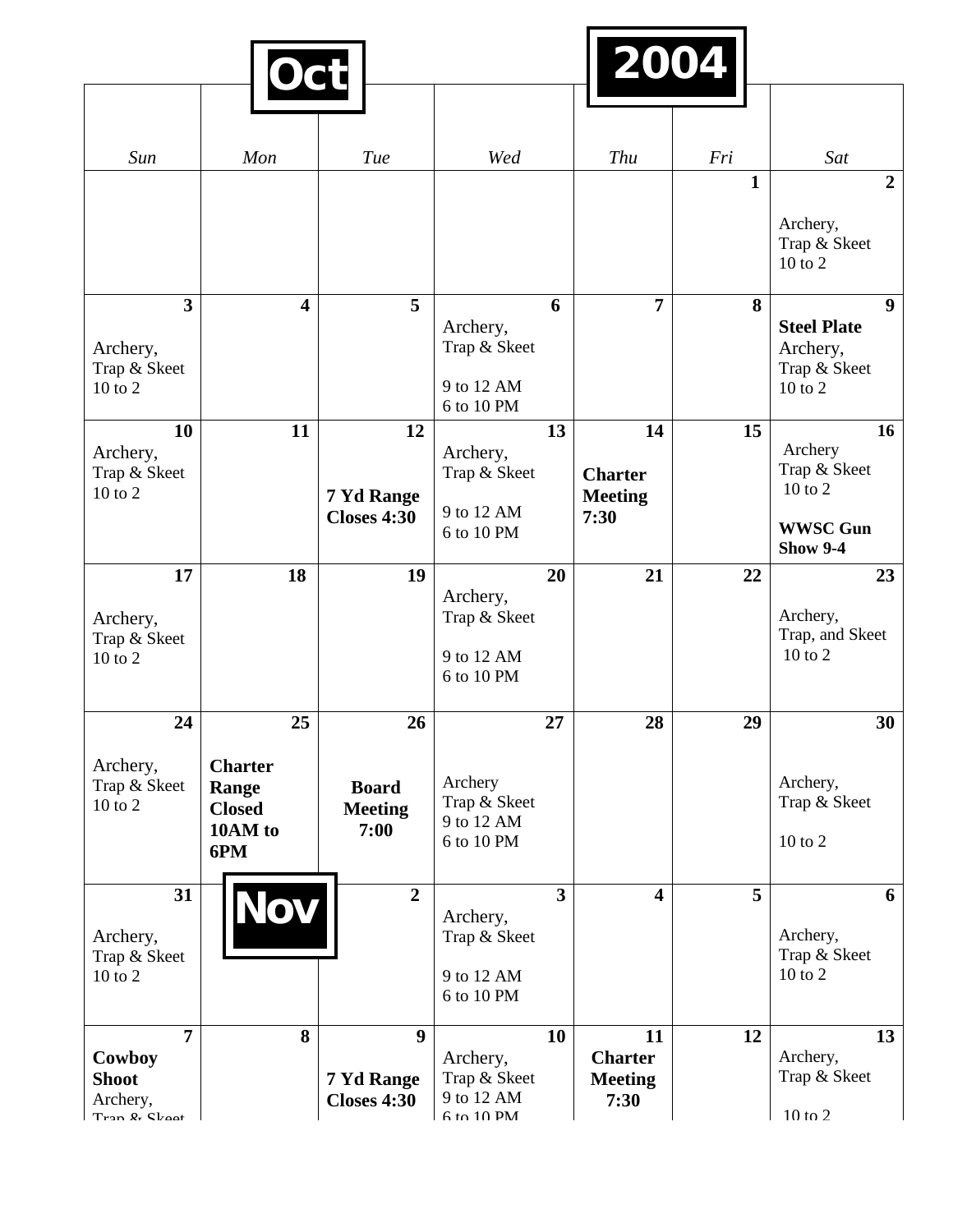# Oct 2004

| Sun | Mon | Tue | Wed | Thu | Fri | Sat |
|---|---|---|---|---|---|---|
| | | | | | 1 | 2 Archery, Trap & Skeet 10 to 2 |
| 3 Archery, Trap & Skeet 10 to 2 | 4 | 5 | 6 Archery, Trap & Skeet 9 to 12 AM 6 to 10 PM | 7 | 8 | 9 **Steel Plate** Archery, Trap & Skeet 10 to 2 |
| 10 Archery, Trap & Skeet 10 to 2 | 11 | 12 **7 Yd Range Closes 4:30** | 13 Archery, Trap & Skeet 9 to 12 AM 6 to 10 PM | 14 **Charter Meeting 7:30** | 15 | 16 Archery Trap & Skeet 10 to 2 **WWSC Gun Show 9-4** |
| 17 Archery, Trap & Skeet 10 to 2 | 18 | 19 | 20 Archery, Trap & Skeet 9 to 12 AM 6 to 10 PM | 21 | 22 | 23 Archery, Trap, and Skeet 10 to 2 |
| 24 Archery, Trap & Skeet 10 to 2 | 25 **Charter Range Closed 10AM to 6PM** | 26 **Board Meeting 7:00** | 27 Archery Trap & Skeet 9 to 12 AM 6 to 10 PM | 28 | 29 | 30 Archery, Trap & Skeet 10 to 2 |
| 31 Archery, Trap & Skeet 10 to 2 | **Nov** | 2 | 3 Archery, Trap & Skeet 9 to 12 AM 6 to 10 PM | 4 | 5 | 6 Archery, Trap & Skeet 10 to 2 |
| 7 **Cowboy Shoot** Archery, Trap & Skeet | 8 | 9 **7 Yd Range Closes 4:30** | 10 Archery, Trap & Skeet 9 to 12 AM 6 to 10 PM | 11 **Charter Meeting 7:30** | 12 | 13 Archery, Trap & Skeet 10 to 2 |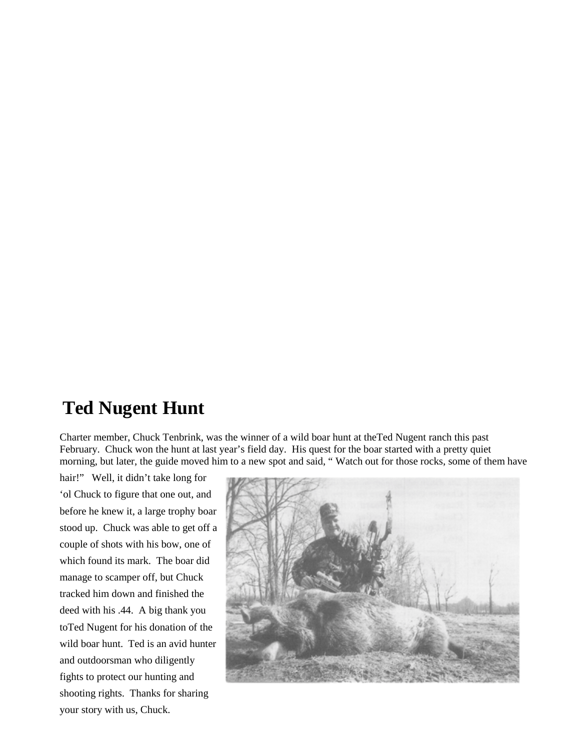# Ted Nugent Hunt

Charter member, Chuck Tenbrink, was the winner of a wild boar hunt at theTed Nugent ranch this past February. Chuck won the hunt at last year's field day. His quest for the boar started with a pretty quiet morning, but later, the guide moved him to a new spot and said, " Watch out for those rocks, some of them have hair!" Well, it didn't take long for 'ol Chuck to figure that one out, and before he knew it, a large trophy boar stood up. Chuck was able to get off a couple of shots with his bow, one of which found its mark. The boar did manage to scamper off, but Chuck tracked him down and finished the deed with his .44. A big thank you toTed Nugent for his donation of the wild boar hunt. Ted is an avid hunter and outdoorsman who diligently fights to protect our hunting and shooting rights. Thanks for sharing your story with us, Chuck.